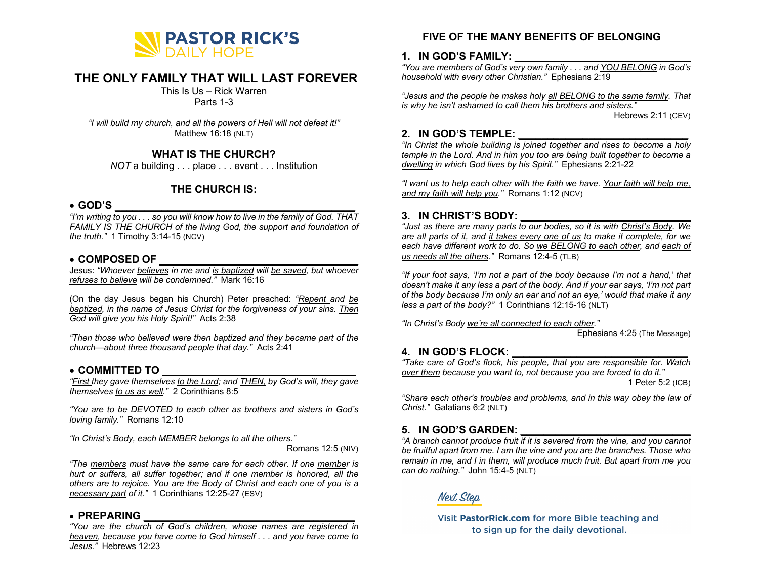**PASTOR RICK'S DAILY HOPE**

# THE ONLY FAMILY THAT WILL LAST FOREVER

This Is Us – Rick Warren
Parts 1-3

*"I will build my church, and all the powers of Hell will not defeat it!"* Matthew 16:18 (NLT)

## WHAT IS THE CHURCH?

*NOT* a building . . . place . . . event . . . Institution

## THE CHURCH IS:

- **GOD'S \_\_\_\_\_\_\_\_\_\_\_\_\_\_\_\_\_\_\_\_\_\_\_\_\_\_\_\_\_\_\_\_\_\_\_\_\_\_\_\_\_\_\_\_**

*"I'm writing to you . . . so you will know how to live in the family of God. THAT FAMILY IS THE CHURCH of the living God, the support and foundation of the truth."* 1 Timothy 3:14-15 (NCV)

- **COMPOSED OF \_\_\_\_\_\_\_\_\_\_\_\_\_\_\_\_\_\_\_\_\_\_\_\_\_\_\_\_\_\_\_\_\_\_\_\_\_\_**

Jesus: *"Whoever believes in me and is baptized will be saved, but whoever refuses to believe will be condemned."* Mark 16:16

(On the day Jesus began his Church) Peter preached: *"Repent and be baptized, in the name of Jesus Christ for the forgiveness of your sins. Then God will give you his Holy Spirit!"* Acts 2:38

*"Then those who believed were then baptized and they became part of the church—about three thousand people that day."* Acts 2:41

- **COMMITTED TO \_\_\_\_\_\_\_\_\_\_\_\_\_\_\_\_\_\_\_\_\_\_\_\_\_\_\_\_\_\_\_\_\_\_\_\_\_\_**

*"First they gave themselves to the Lord; and THEN, by God's will, they gave themselves to us as well."* 2 Corinthians 8:5

*"You are to be DEVOTED to each other as brothers and sisters in God's loving family."* Romans 12:10

*"In Christ's Body, each MEMBER belongs to all the others."* Romans 12:5 (NIV)

*"The members must have the same care for each other. If one member is hurt or suffers, all suffer together; and if one member is honored, all the others are to rejoice. You are the Body of Christ and each one of you is a necessary part of it."* 1 Corinthians 12:25-27 (ESV)

- **PREPARING \_\_\_\_\_\_\_\_\_\_\_\_\_\_\_\_\_\_\_\_\_\_\_\_\_\_\_\_\_\_\_\_\_\_\_\_\_\_\_\_\_**

*"You are the church of God's children, whose names are registered in heaven, because you have come to God himself . . . and you have come to Jesus."* Hebrews 12:23

## FIVE OF THE MANY BENEFITS OF BELONGING

### 1. IN GOD'S FAMILY: \_\_\_\_\_\_\_\_\_\_\_\_\_\_\_\_\_\_\_\_\_\_\_\_\_\_\_\_\_\_\_\_

*"You are members of God's very own family . . . and YOU BELONG in God's household with every other Christian."* Ephesians 2:19

*"Jesus and the people he makes holy all BELONG to the same family. That is why he isn't ashamed to call them his brothers and sisters."* Hebrews 2:11 (CEV)

### 2. IN GOD'S TEMPLE: \_\_\_\_\_\_\_\_\_\_\_\_\_\_\_\_\_\_\_\_\_\_\_\_\_\_\_\_\_\_\_

*"In Christ the whole building is joined together and rises to become a holy temple in the Lord. And in him you too are being built together to become a dwelling in which God lives by his Spirit."* Ephesians 2:21-22

*"I want us to help each other with the faith we have. Your faith will help me, and my faith will help you."* Romans 1:12 (NCV)

### 3. IN CHRIST'S BODY: \_\_\_\_\_\_\_\_\_\_\_\_\_\_\_\_\_\_\_\_\_\_\_\_\_\_\_\_\_\_\_

*"Just as there are many parts to our bodies, so it is with Christ's Body. We are all parts of it, and it takes every one of us to make it complete, for we each have different work to do. So we BELONG to each other, and each of us needs all the others."* Romans 12:4-5 (TLB)

*"If your foot says, 'I'm not a part of the body because I'm not a hand,' that doesn't make it any less a part of the body. And if your ear says, 'I'm not part of the body because I'm only an ear and not an eye,' would that make it any less a part of the body?"* 1 Corinthians 12:15-16 (NLT)

*"In Christ's Body we're all connected to each other."* Ephesians 4:25 (The Message)

### 4. IN GOD'S FLOCK: \_\_\_\_\_\_\_\_\_\_\_\_\_\_\_\_\_\_\_\_\_\_\_\_\_\_\_\_\_\_\_\_\_

*"Take care of God's flock, his people, that you are responsible for. Watch over them because you want to, not because you are forced to do it."* 1 Peter 5:2 (ICB)

*"Share each other's troubles and problems, and in this way obey the law of Christ."* Galatians 6:2 (NLT)

### 5. IN GOD'S GARDEN: \_\_\_\_\_\_\_\_\_\_\_\_\_\_\_\_\_\_\_\_\_\_\_\_\_\_\_\_\_\_\_

*"A branch cannot produce fruit if it is severed from the vine, and you cannot be fruitful apart from me. I am the vine and you are the branches. Those who remain in me, and I in them, will produce much fruit. But apart from me you can do nothing."* John 15:4-5 (NLT)

**Next Step**

Visit **PastorRick.com** for more Bible teaching and to sign up for the daily devotional.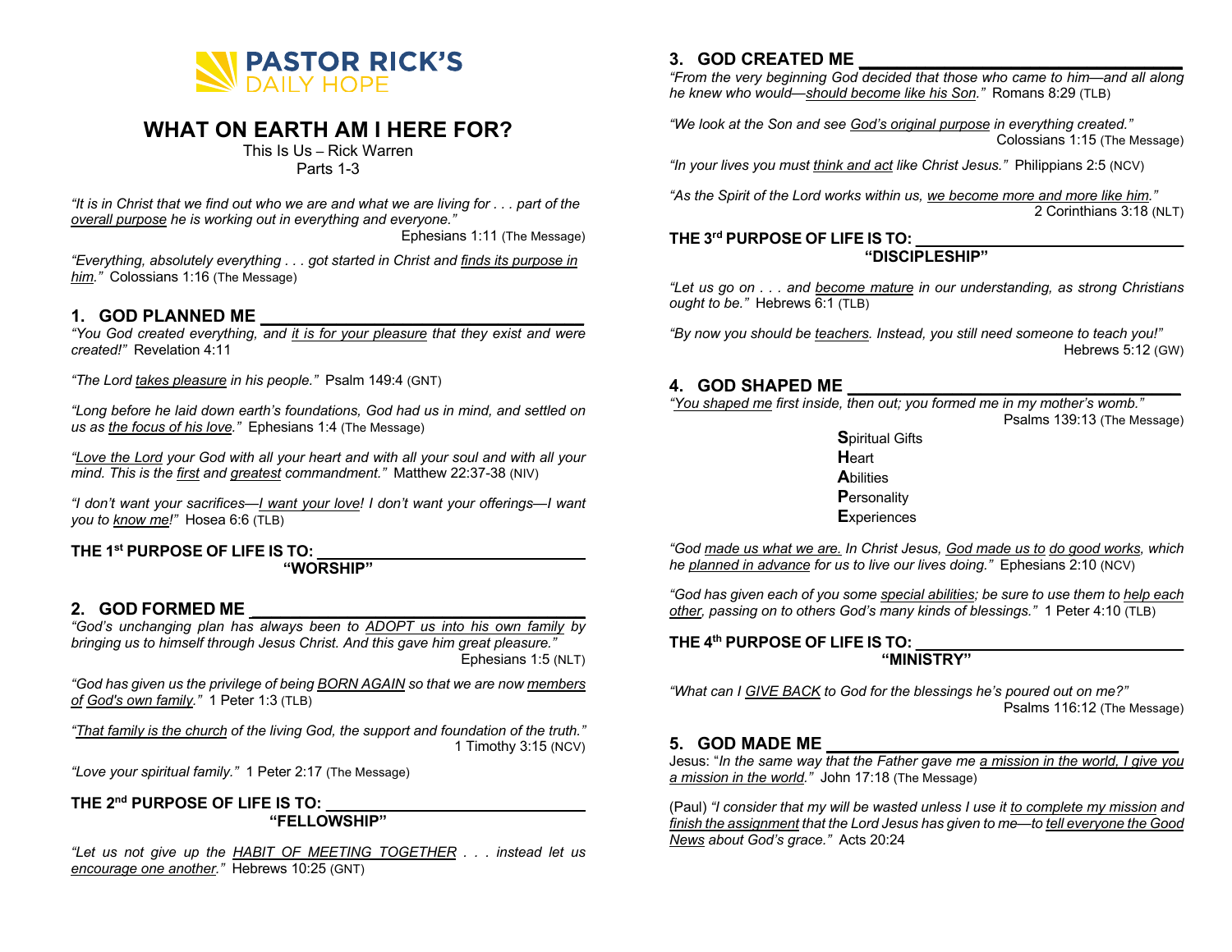PASTOR RICK'S DAILY HOPE

# WHAT ON EARTH AM I HERE FOR?

This Is Us – Rick Warren
Parts 1-3

*"It is in Christ that we find out who we are and what we are living for . . . part of the overall purpose he is working out in everything and everyone."*
Ephesians 1:11 (The Message)

*"Everything, absolutely everything . . . got started in Christ and finds its purpose in him."* Colossians 1:16 (The Message)

## 1. GOD PLANNED ME ________________

*"You God created everything, and it is for your pleasure that they exist and were created!"* Revelation 4:11

*"The Lord takes pleasure in his people."* Psalm 149:4 (GNT)

*"Long before he laid down earth's foundations, God had us in mind, and settled on us as the focus of his love."* Ephesians 1:4 (The Message)

*"Love the Lord your God with all your heart and with all your soul and with all your mind. This is the first and greatest commandment."* Matthew 22:37-38 (NIV)

*"I don't want your sacrifices—I want your love! I don't want your offerings—I want you to know me!"* Hosea 6:6 (TLB)

**THE 1st PURPOSE OF LIFE IS TO: ________________**
**"WORSHIP"**

## 2. GOD FORMED ME ________________

*"God's unchanging plan has always been to ADOPT us into his own family by bringing us to himself through Jesus Christ. And this gave him great pleasure."*
Ephesians 1:5 (NLT)

*"God has given us the privilege of being BORN AGAIN so that we are now members of God's own family."* 1 Peter 1:3 (TLB)

*"That family is the church of the living God, the support and foundation of the truth."*
1 Timothy 3:15 (NCV)

*"Love your spiritual family."* 1 Peter 2:17 (The Message)

**THE 2nd PURPOSE OF LIFE IS TO: ________________**
**"FELLOWSHIP"**

*"Let us not give up the HABIT OF MEETING TOGETHER . . . instead let us encourage one another."* Hebrews 10:25 (GNT)

## 3. GOD CREATED ME ________________

*"From the very beginning God decided that those who came to him—and all along he knew who would—should become like his Son."* Romans 8:29 (TLB)

*"We look at the Son and see God's original purpose in everything created."*
Colossians 1:15 (The Message)

*"In your lives you must think and act like Christ Jesus."* Philippians 2:5 (NCV)

*"As the Spirit of the Lord works within us, we become more and more like him."*
2 Corinthians 3:18 (NLT)

**THE 3rd PURPOSE OF LIFE IS TO: ________________**
**"DISCIPLESHIP"**

*"Let us go on . . . and become mature in our understanding, as strong Christians ought to be."* Hebrews 6:1 (TLB)

*"By now you should be teachers. Instead, you still need someone to teach you!"*
Hebrews 5:12 (GW)

## 4. GOD SHAPED ME ________________

*"You shaped me first inside, then out; you formed me in my mother's womb."*
Psalms 139:13 (The Message)

**S**piritual Gifts
**H**eart
**A**bilities
**P**ersonality
**E**xperiences

*"God made us what we are. In Christ Jesus, God made us to do good works, which he planned in advance for us to live our lives doing."* Ephesians 2:10 (NCV)

*"God has given each of you some special abilities; be sure to use them to help each other, passing on to others God's many kinds of blessings."* 1 Peter 4:10 (TLB)

**THE 4th PURPOSE OF LIFE IS TO: ________________**
**"MINISTRY"**

*"What can I GIVE BACK to God for the blessings he's poured out on me?"*
Psalms 116:12 (The Message)

## 5. GOD MADE ME ________________

Jesus: "*In the same way that the Father gave me a mission in the world, I give you a mission in the world.*" John 17:18 (The Message)

(Paul) *"I consider that my will be wasted unless I use it to complete my mission and finish the assignment that the Lord Jesus has given to me—to tell everyone the Good News about God's grace."* Acts 20:24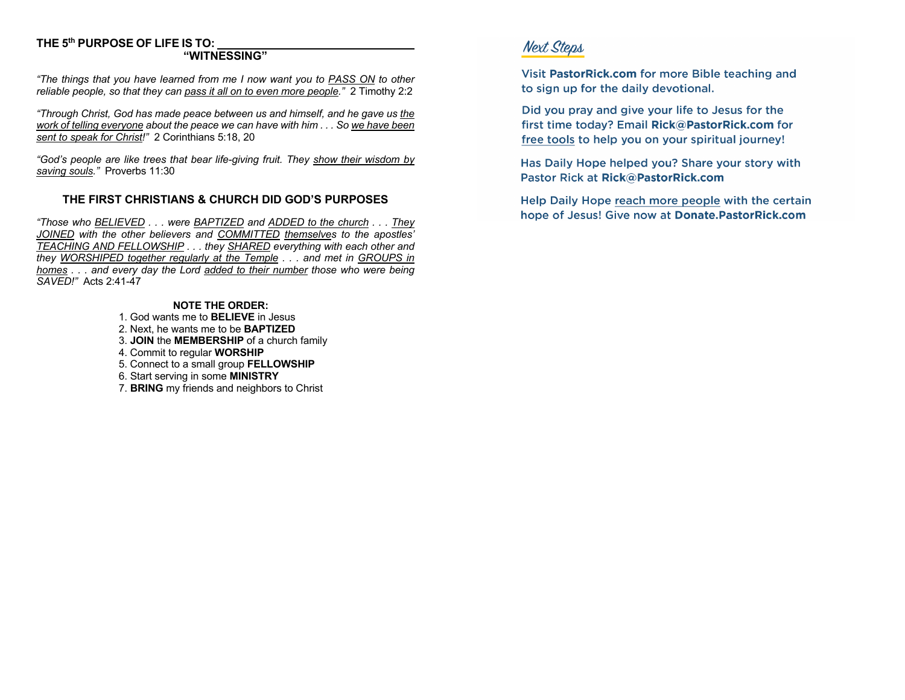**THE 5th PURPOSE OF LIFE IS TO: ______________________________**
**"WITNESSING"**

*"The things that you have learned from me I now want you to PASS ON to other reliable people, so that they can pass it all on to even more people."* 2 Timothy 2:2

*"Through Christ, God has made peace between us and himself, and he gave us the work of telling everyone about the peace we can have with him . . . So we have been sent to speak for Christ!"* 2 Corinthians 5:18, 20

*"God's people are like trees that bear life-giving fruit. They show their wisdom by saving souls."* Proverbs 11:30

## THE FIRST CHRISTIANS & CHURCH DID GOD'S PURPOSES

*"Those who BELIEVED . . . were BAPTIZED and ADDED to the church . . . They JOINED with the other believers and COMMITTED themselves to the apostles' TEACHING AND FELLOWSHIP . . . they SHARED everything with each other and they WORSHIPED together regularly at the Temple . . . and met in GROUPS in homes . . . and every day the Lord added to their number those who were being SAVED!"* Acts 2:41-47

**NOTE THE ORDER:**

1. God wants me to **BELIEVE** in Jesus
2. Next, he wants me to be **BAPTIZED**
3. **JOIN** the **MEMBERSHIP** of a church family
4. Commit to regular **WORSHIP**
5. Connect to a small group **FELLOWSHIP**
6. Start serving in some **MINISTRY**
7. **BRING** my friends and neighbors to Christ

## Next Steps

Visit **PastorRick.com** for more Bible teaching and to sign up for the daily devotional.

Did you pray and give your life to Jesus for the first time today? Email **Rick@PastorRick.com** for free tools to help you on your spiritual journey!

Has Daily Hope helped you? Share your story with Pastor Rick at **Rick@PastorRick.com**

Help Daily Hope reach more people with the certain hope of Jesus! Give now at **Donate.PastorRick.com**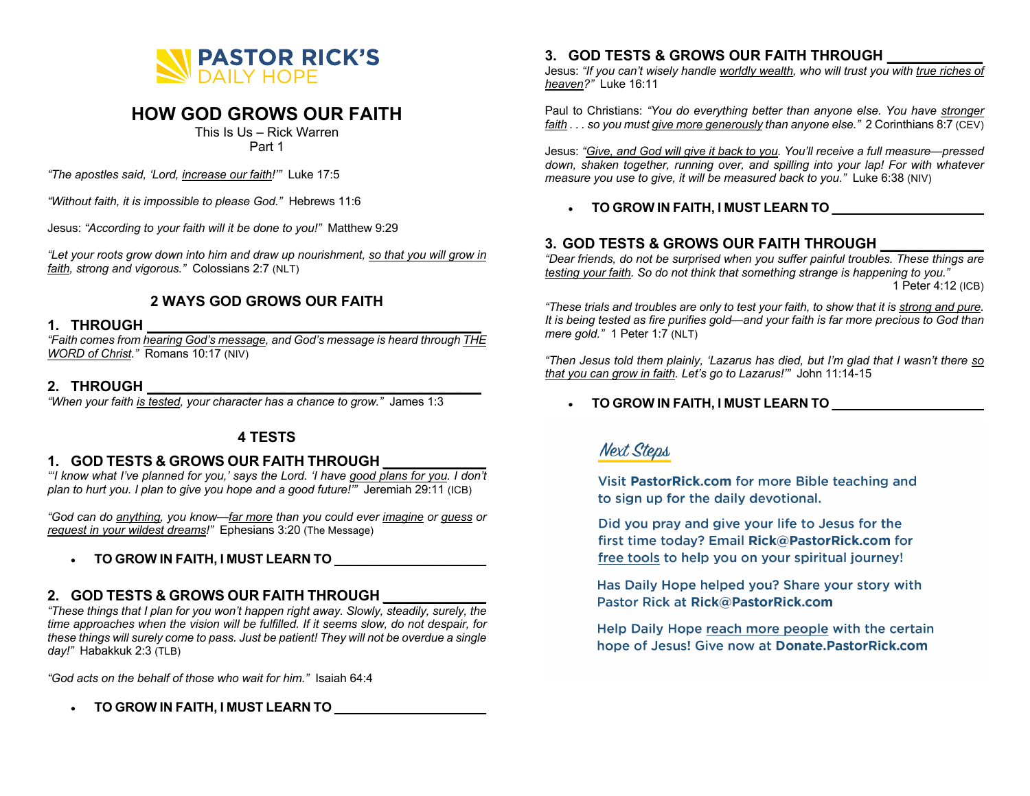**PASTOR RICK'S**
**DAILY HOPE**

# HOW GOD GROWS OUR FAITH

This Is Us – Rick Warren
Part 1

*"The apostles said, 'Lord, increase our faith!'"* Luke 17:5

*"Without faith, it is impossible to please God."* Hebrews 11:6

Jesus: *"According to your faith will it be done to you!"* Matthew 9:29

*"Let your roots grow down into him and draw up nourishment, so that you will grow in faith, strong and vigorous."* Colossians 2:7 (NLT)

## 2 WAYS GOD GROWS OUR FAITH

### 1. THROUGH ____________________

*"Faith comes from hearing God's message, and God's message is heard through THE WORD of Christ."* Romans 10:17 (NIV)

### 2. THROUGH ____________________

*"When your faith is tested, your character has a chance to grow."* James 1:3

## 4 TESTS

### 1. GOD TESTS & GROWS OUR FAITH THROUGH ____________

*"'I know what I've planned for you,' says the Lord. 'I have good plans for you. I don't plan to hurt you. I plan to give you hope and a good future!'"* Jeremiah 29:11 (ICB)

*"God can do anything, you know—far more than you could ever imagine or guess or request in your wildest dreams!"* Ephesians 3:20 (The Message)

- **TO GROW IN FAITH, I MUST LEARN TO ____________________**

### 2. GOD TESTS & GROWS OUR FAITH THROUGH ____________

*"These things that I plan for you won't happen right away. Slowly, steadily, surely, the time approaches when the vision will be fulfilled. If it seems slow, do not despair, for these things will surely come to pass. Just be patient! They will not be overdue a single day!"* Habakkuk 2:3 (TLB)

*"God acts on the behalf of those who wait for him."* Isaiah 64:4

- **TO GROW IN FAITH, I MUST LEARN TO ____________________**

### 3. GOD TESTS & GROWS OUR FAITH THROUGH ____________

Jesus: *"If you can't wisely handle worldly wealth, who will trust you with true riches of heaven?"* Luke 16:11

Paul to Christians: *"You do everything better than anyone else. You have stronger faith . . . so you must give more generously than anyone else."* 2 Corinthians 8:7 (CEV)

Jesus: *"Give, and God will give it back to you. You'll receive a full measure—pressed down, shaken together, running over, and spilling into your lap! For with whatever measure you use to give, it will be measured back to you."* Luke 6:38 (NIV)

- **TO GROW IN FAITH, I MUST LEARN TO ____________________**

### 3. GOD TESTS & GROWS OUR FAITH THROUGH ____________

*"Dear friends, do not be surprised when you suffer painful troubles. These things are testing your faith. So do not think that something strange is happening to you."* 1 Peter 4:12 (ICB)

*"These trials and troubles are only to test your faith, to show that it is strong and pure. It is being tested as fire purifies gold—and your faith is far more precious to God than mere gold."* 1 Peter 1:7 (NLT)

*"Then Jesus told them plainly, 'Lazarus has died, but I'm glad that I wasn't there so that you can grow in faith. Let's go to Lazarus!'"* John 11:14-15

- **TO GROW IN FAITH, I MUST LEARN TO ____________________**

## Next Steps

Visit **PastorRick.com** for more Bible teaching and to sign up for the daily devotional.

Did you pray and give your life to Jesus for the first time today? Email **Rick@PastorRick.com** for free tools to help you on your spiritual journey!

Has Daily Hope helped you? Share your story with Pastor Rick at **Rick@PastorRick.com**

Help Daily Hope reach more people with the certain hope of Jesus! Give now at **Donate.PastorRick.com**